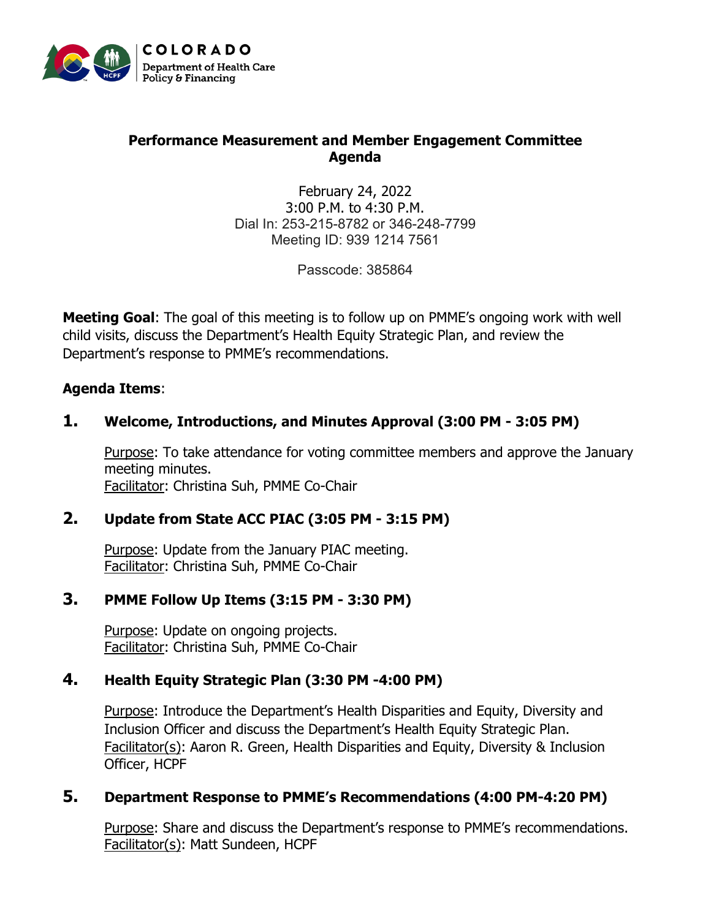COLORADO
Department of Health Care Policy & Financing

# Performance Measurement and Member Engagement Committee Agenda

February 24, 2022
3:00 P.M. to 4:30 P.M.
Dial In: 253-215-8782 or 346-248-7799
Meeting ID: 939 1214 7561

Passcode: 385864

**Meeting Goal**: The goal of this meeting is to follow up on PMME's ongoing work with well child visits, discuss the Department's Health Equity Strategic Plan, and review the Department's response to PMME's recommendations.

**Agenda Items**:

## 1. Welcome, Introductions, and Minutes Approval (3:00 PM - 3:05 PM)

Purpose: To take attendance for voting committee members and approve the January meeting minutes.
Facilitator: Christina Suh, PMME Co-Chair

## 2. Update from State ACC PIAC (3:05 PM - 3:15 PM)

Purpose: Update from the January PIAC meeting.
Facilitator: Christina Suh, PMME Co-Chair

## 3. PMME Follow Up Items (3:15 PM - 3:30 PM)

Purpose: Update on ongoing projects.
Facilitator: Christina Suh, PMME Co-Chair

## 4. Health Equity Strategic Plan (3:30 PM -4:00 PM)

Purpose: Introduce the Department's Health Disparities and Equity, Diversity and Inclusion Officer and discuss the Department's Health Equity Strategic Plan.
Facilitator(s): Aaron R. Green, Health Disparities and Equity, Diversity & Inclusion Officer, HCPF

## 5. Department Response to PMME's Recommendations (4:00 PM-4:20 PM)

Purpose: Share and discuss the Department's response to PMME's recommendations.
Facilitator(s): Matt Sundeen, HCPF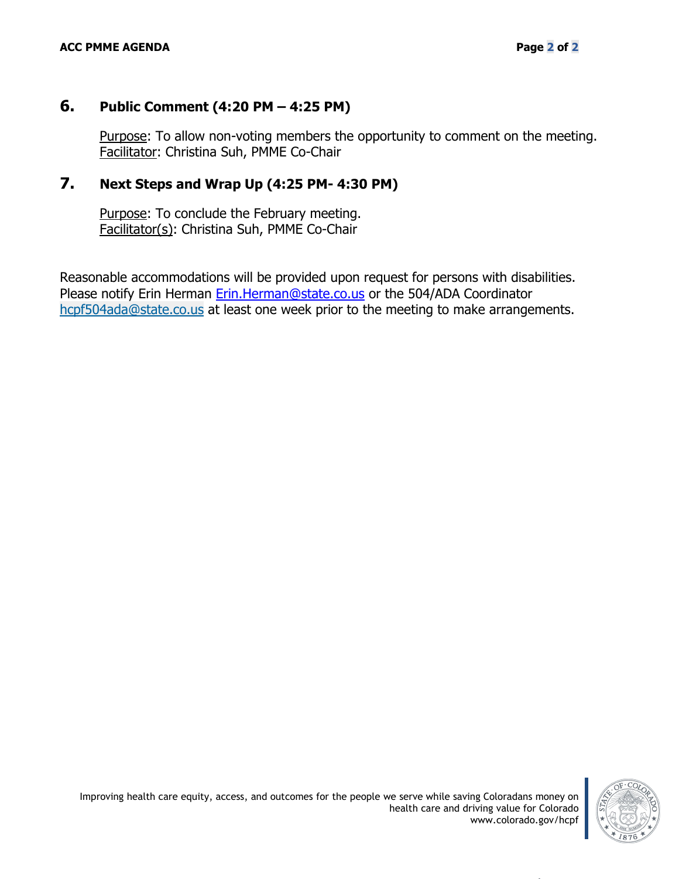## 6. Public Comment (4:20 PM – 4:25 PM)

Purpose: To allow non-voting members the opportunity to comment on the meeting.
Facilitator: Christina Suh, PMME Co-Chair

## 7. Next Steps and Wrap Up (4:25 PM- 4:30 PM)

Purpose: To conclude the February meeting.
Facilitator(s): Christina Suh, PMME Co-Chair

Reasonable accommodations will be provided upon request for persons with disabilities. Please notify Erin Herman Erin.Herman@state.co.us or the 504/ADA Coordinator hcpf504ada@state.co.us at least one week prior to the meeting to make arrangements.